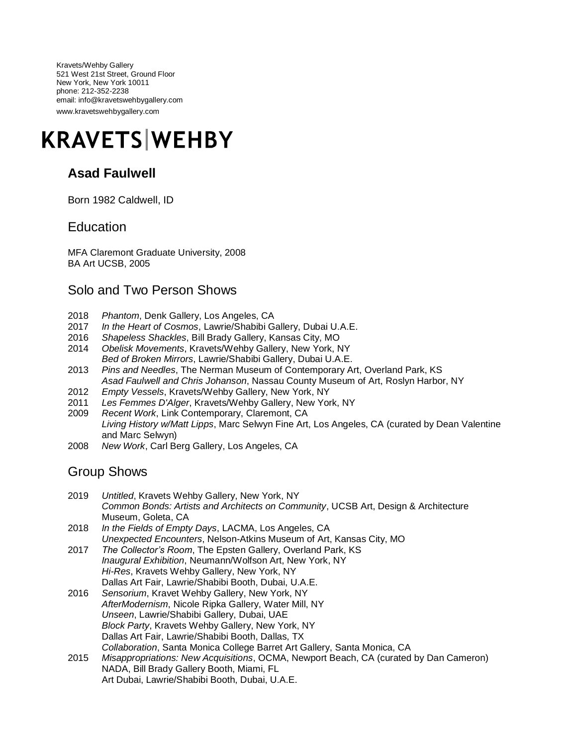Kravets/Wehby Gallery
521 West 21st Street, Ground Floor
New York, New York 10011
phone: 212-352-2238
email: info@kravetswehbygallery.com
www.kravetswehbygallery.com

KRAVETS|WEHBY

# Asad Faulwell

Born 1982 Caldwell, ID

## Education

MFA Claremont Graduate University, 2008
BA Art UCSB, 2005

## Solo and Two Person Shows

2018 *Phantom*, Denk Gallery, Los Angeles, CA
2017 *In the Heart of Cosmos*, Lawrie/Shabibi Gallery, Dubai U.A.E.
2016 *Shapeless Shackles*, Bill Brady Gallery, Kansas City, MO
2014 *Obelisk Movements*, Kravets/Wehby Gallery, New York, NY
*Bed of Broken Mirrors*, Lawrie/Shabibi Gallery, Dubai U.A.E.
2013 *Pins and Needles*, The Nerman Museum of Contemporary Art, Overland Park, KS
*Asad Faulwell and Chris Johanson*, Nassau County Museum of Art, Roslyn Harbor, NY
2012 *Empty Vessels*, Kravets/Wehby Gallery, New York, NY
2011 *Les Femmes D'Alger*, Kravets/Wehby Gallery, New York, NY
2009 *Recent Work*, Link Contemporary, Claremont, CA
*Living History w/Matt Lipps*, Marc Selwyn Fine Art, Los Angeles, CA (curated by Dean Valentine and Marc Selwyn)
2008 *New Work*, Carl Berg Gallery, Los Angeles, CA

## Group Shows

2019 *Untitled*, Kravets Wehby Gallery, New York, NY
*Common Bonds: Artists and Architects on Community*, UCSB Art, Design & Architecture Museum, Goleta, CA
2018 *In the Fields of Empty Days*, LACMA, Los Angeles, CA
*Unexpected Encounters*, Nelson-Atkins Museum of Art, Kansas City, MO
2017 *The Collector's Room*, The Epsten Gallery, Overland Park, KS
*Inaugural Exhibition*, Neumann/Wolfson Art, New York, NY
*Hi-Res*, Kravets Wehby Gallery, New York, NY
Dallas Art Fair, Lawrie/Shabibi Booth, Dubai, U.A.E.
2016 *Sensorium*, Kravet Wehby Gallery, New York, NY
*AfterModernism*, Nicole Ripka Gallery, Water Mill, NY
*Unseen*, Lawrie/Shabibi Gallery, Dubai, UAE
*Block Party*, Kravets Wehby Gallery, New York, NY
Dallas Art Fair, Lawrie/Shabibi Booth, Dallas, TX
*Collaboration*, Santa Monica College Barret Art Gallery, Santa Monica, CA
2015 *Misappropriations: New Acquisitions*, OCMA, Newport Beach, CA (curated by Dan Cameron)
NADA, Bill Brady Gallery Booth, Miami, FL
Art Dubai, Lawrie/Shabibi Booth, Dubai, U.A.E.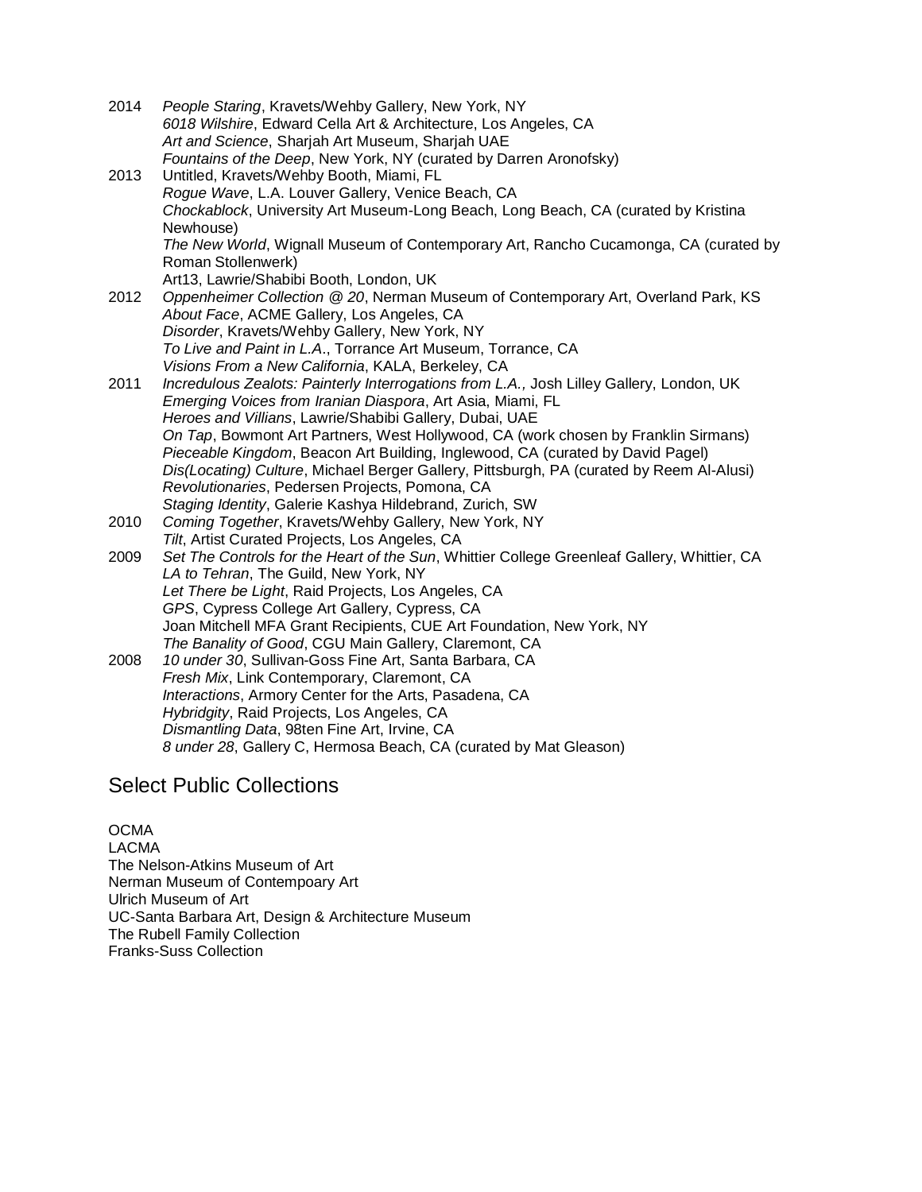2014 *People Staring*, Kravets/Wehby Gallery, New York, NY
*6018 Wilshire*, Edward Cella Art & Architecture, Los Angeles, CA
*Art and Science*, Sharjah Art Museum, Sharjah UAE
*Fountains of the Deep*, New York, NY (curated by Darren Aronofsky)

2013 Untitled, Kravets/Wehby Booth, Miami, FL
*Rogue Wave*, L.A. Louver Gallery, Venice Beach, CA
*Chockablock*, University Art Museum-Long Beach, Long Beach, CA (curated by Kristina Newhouse)
*The New World*, Wignall Museum of Contemporary Art, Rancho Cucamonga, CA (curated by Roman Stollenwerk)
Art13, Lawrie/Shabibi Booth, London, UK

2012 *Oppenheimer Collection @ 20*, Nerman Museum of Contemporary Art, Overland Park, KS
*About Face*, ACME Gallery, Los Angeles, CA
*Disorder*, Kravets/Wehby Gallery, New York, NY
*To Live and Paint in L.A.*, Torrance Art Museum, Torrance, CA
*Visions From a New California*, KALA, Berkeley, CA

2011 *Incredulous Zealots: Painterly Interrogations from L.A.,* Josh Lilley Gallery, London, UK
*Emerging Voices from Iranian Diaspora*, Art Asia, Miami, FL
*Heroes and Villians*, Lawrie/Shabibi Gallery, Dubai, UAE
*On Tap*, Bowmont Art Partners, West Hollywood, CA (work chosen by Franklin Sirmans)
*Pieceable Kingdom*, Beacon Art Building, Inglewood, CA (curated by David Pagel)
*Dis(Locating) Culture*, Michael Berger Gallery, Pittsburgh, PA (curated by Reem Al-Alusi)
*Revolutionaries*, Pedersen Projects, Pomona, CA
*Staging Identity*, Galerie Kashya Hildebrand, Zurich, SW

2010 *Coming Together*, Kravets/Wehby Gallery, New York, NY
*Tilt*, Artist Curated Projects, Los Angeles, CA

2009 *Set The Controls for the Heart of the Sun*, Whittier College Greenleaf Gallery, Whittier, CA
*LA to Tehran*, The Guild, New York, NY
*Let There be Light*, Raid Projects, Los Angeles, CA
*GPS*, Cypress College Art Gallery, Cypress, CA
Joan Mitchell MFA Grant Recipients, CUE Art Foundation, New York, NY
*The Banality of Good*, CGU Main Gallery, Claremont, CA

2008 *10 under 30*, Sullivan-Goss Fine Art, Santa Barbara, CA
*Fresh Mix*, Link Contemporary, Claremont, CA
*Interactions*, Armory Center for the Arts, Pasadena, CA
*Hybridgity*, Raid Projects, Los Angeles, CA
*Dismantling Data*, 98ten Fine Art, Irvine, CA
*8 under 28*, Gallery C, Hermosa Beach, CA (curated by Mat Gleason)

## Select Public Collections

OCMA
LACMA
The Nelson-Atkins Museum of Art
Nerman Museum of Contempoary Art
Ulrich Museum of Art
UC-Santa Barbara Art, Design & Architecture Museum
The Rubell Family Collection
Franks-Suss Collection